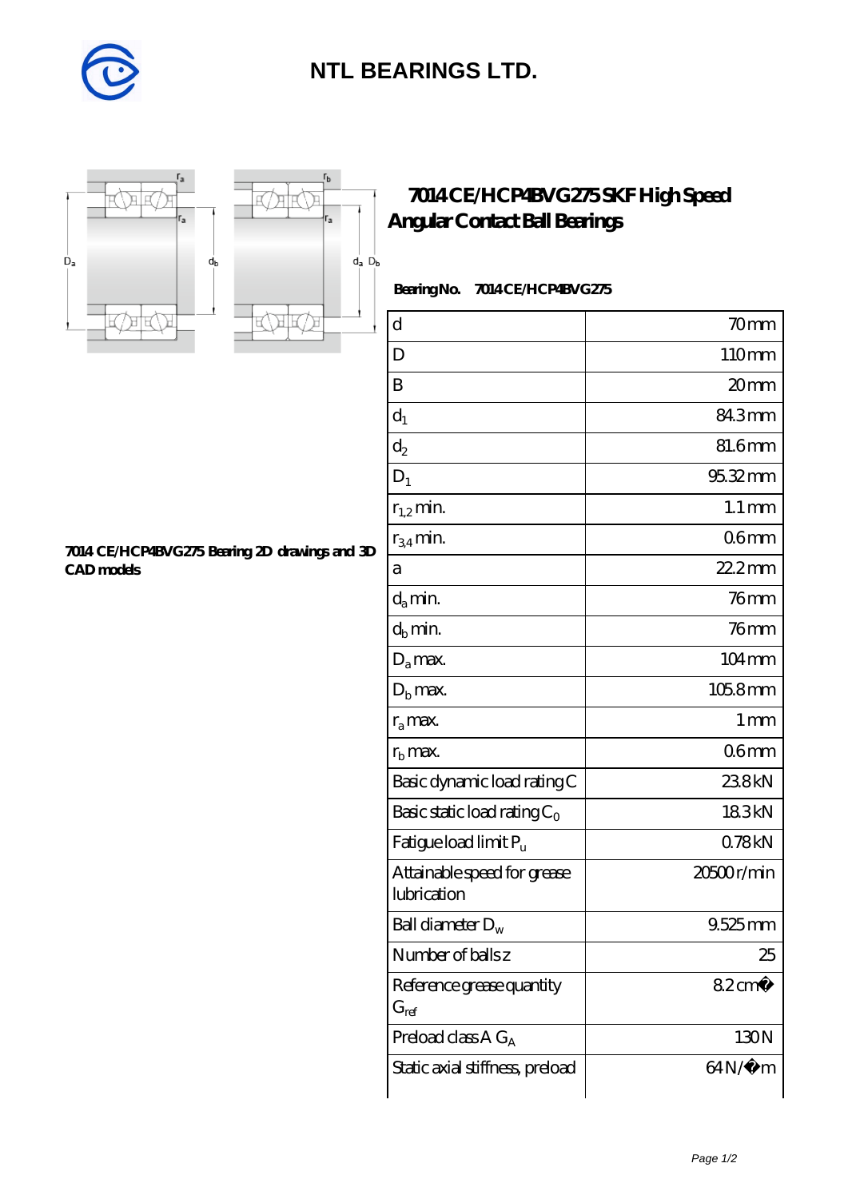# NTL BEARINGS LTD.

## 7014 CE/HCP4BVG275 SKF High Speed Angular Contact Ball Bearings

7014 CE/HCP4BVG275 Bearing 2D drawings and 3D CAD models

**Bearing No.** 7014 CE/HCP4BVG275

| | |
|---|---|
| d | 70 mm |
| D | 110 mm |
| B | 20 mm |
| $d_1$ | 84.3 mm |
| $d_2$ | 81.6 mm |
| $D_1$ | 95.32 mm |
| $r_{1,2}$ min. | 1.1 mm |
| $r_{3,4}$ min. | 0.6 mm |
| a | 22.2 mm |
| $d_a$ min. | 76 mm |
| $d_b$ min. | 76 mm |
| $D_a$ max. | 104 mm |
| $D_b$ max. | 105.8 mm |
| $r_a$ max. | 1 mm |
| $r_b$ max. | 0.6 mm |
| Basic dynamic load rating C | 23.8 kN |
| Basic static load rating $C_0$ | 18.3 kN |
| Fatigue load limit $P_u$ | 0.78 kN |
| Attainable speed for grease lubrication | 20500 r/min |
| Ball diameter $D_w$ | 9.525 mm |
| Number of balls z | 25 |
| Reference grease quantity $G_{ref}$ | 8.2 cm� |
| Preload class A $G_A$ | 130 N |
| Static axial stiffness, preload | 64 N/�m |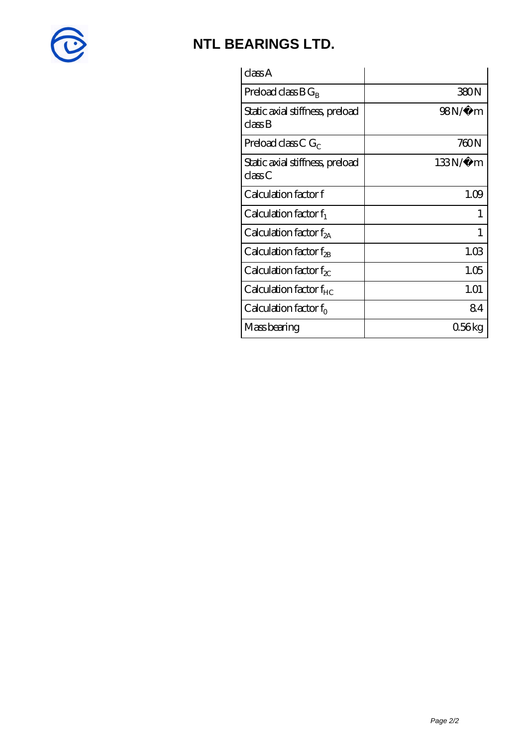# NTL BEARINGS LTD.

| | |
|---|---|
| class A | |
| Preload class B $G_B$ | 380 N |
| Static axial stiffness, preload class B | 98 N/�m |
| Preload class C $G_C$ | 760 N |
| Static axial stiffness, preload class C | 133 N/�m |
| Calculation factor f | 1.09 |
| Calculation factor $f_1$ | 1 |
| Calculation factor $f_{2A}$ | 1 |
| Calculation factor $f_{2B}$ | 1.03 |
| Calculation factor $f_{2C}$ | 1.05 |
| Calculation factor $f_{HC}$ | 1.01 |
| Calculation factor $f_0$ | 8.4 |
| Mass bearing | 0.56 kg |